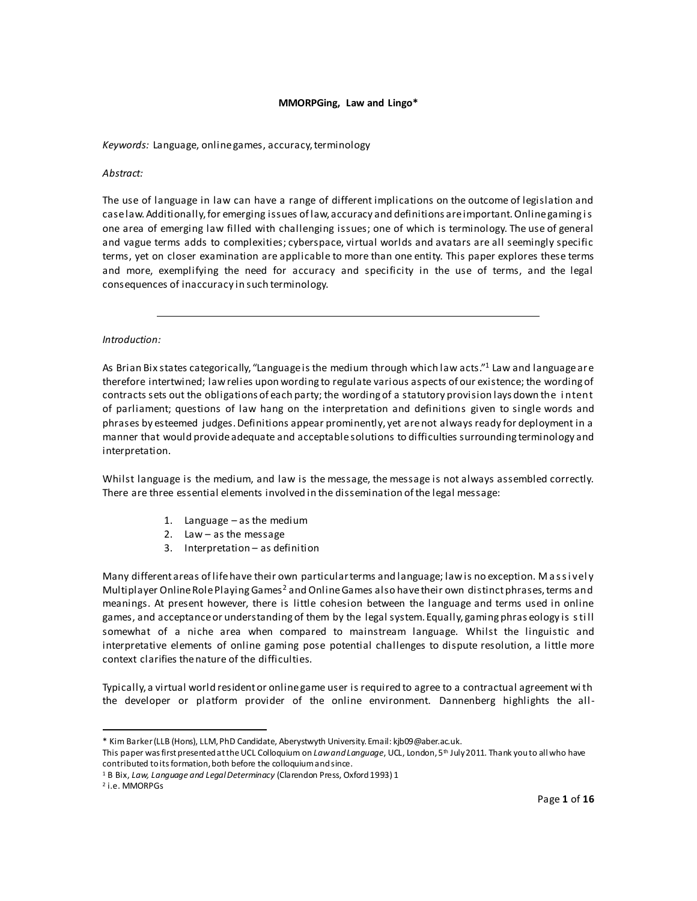**MMORPGing, Law and Lingo***

*Keywords:* Language, online games, accuracy, terminology

*Abstract:*

The use of language in law can have a range of different implications on the outcome of legislation and case law. Additionally, for emerging issues of law, accuracy and definitions are important. Online gaming is one area of emerging law filled with challenging issues; one of which is terminology. The use of general and vague terms adds to complexities; cyberspace, virtual worlds and avatars are all seemingly specific terms, yet on closer examination are applicable to more than one entity. This paper explores these terms and more, exemplifying the need for accuracy and specificity in the use of terms, and the legal consequences of inaccuracy in such terminology.

---

*Introduction:*

As Brian Bix states categorically, "Language is the medium through which law acts."[1] Law and language are therefore intertwined; law relies upon wording to regulate various aspects of our existence; the wording of contracts sets out the obligations of each party; the wording of a statutory provision lays down the intent of parliament; questions of law hang on the interpretation and definitions given to single words and phrases by esteemed judges. Definitions appear prominently, yet are not always ready for deployment in a manner that would provide adequate and acceptable solutions to difficulties surrounding terminology and interpretation.

Whilst language is the medium, and law is the message, the message is not always assembled correctly. There are three essential elements involved in the dissemination of the legal message:

1. Language – as the medium
2. Law – as the message
3. Interpretation – as definition

Many different areas of life have their own particular terms and language; law is no exception. Massively Multiplayer Online Role Playing Games[2] and Online Games also have their own distinct phrases, terms and meanings. At present however, there is little cohesion between the language and terms used in online games, and acceptance or understanding of them by the legal system. Equally, gaming phraseology is still somewhat of a niche area when compared to mainstream language. Whilst the linguistic and interpretative elements of online gaming pose potential challenges to dispute resolution, a little more context clarifies the nature of the difficulties.

Typically, a virtual world resident or online game user is required to agree to a contractual agreement with the developer or platform provider of the online environment. Dannenberg highlights the all-

---

\* Kim Barker (LLB (Hons), LLM, PhD Candidate, Aberystwyth University. Email: kjb09@aber.ac.uk.
This paper was first presented at the UCL Colloquium on *Law and Language*, UCL, London, 5th July 2011. Thank you to all who have contributed to its formation, both before the colloquium and since.

[1] B Bix, *Law, Language and Legal Determinacy* (Clarendon Press, Oxford 1993) 1

[2] i.e. MMORPGs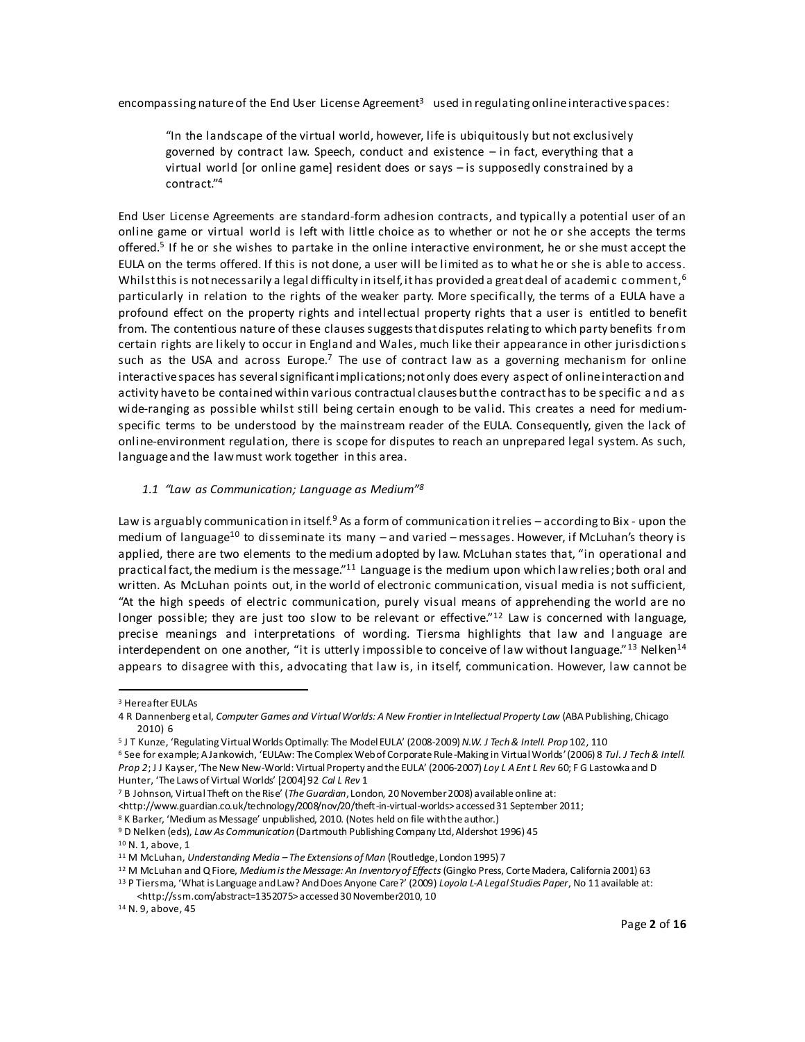encompassing nature of the End User License Agreement[3] used in regulating online interactive spaces:

> "In the landscape of the virtual world, however, life is ubiquitously but not exclusively governed by contract law. Speech, conduct and existence – in fact, everything that a virtual world [or online game] resident does or says – is supposedly constrained by a contract."[4]

End User License Agreements are standard-form adhesion contracts, and typically a potential user of an online game or virtual world is left with little choice as to whether or not he or she accepts the terms offered.[5] If he or she wishes to partake in the online interactive environment, he or she must accept the EULA on the terms offered. If this is not done, a user will be limited as to what he or she is able to access. Whilst this is not necessarily a legal difficulty in itself, it has provided a great deal of academic comment,[6] particularly in relation to the rights of the weaker party. More specifically, the terms of a EULA have a profound effect on the property rights and intellectual property rights that a user is entitled to benefit from. The contentious nature of these clauses suggests that disputes relating to which party benefits from certain rights are likely to occur in England and Wales, much like their appearance in other jurisdictions such as the USA and across Europe.[7] The use of contract law as a governing mechanism for online interactive spaces has several significant implications; not only does every aspect of online interaction and activity have to be contained within various contractual clauses but the contract has to be specific and as wide-ranging as possible whilst still being certain enough to be valid. This creates a need for medium-specific terms to be understood by the mainstream reader of the EULA. Consequently, given the lack of online-environment regulation, there is scope for disputes to reach an unprepared legal system. As such, language and the law must work together in this area.

### *1.1 "Law as Communication; Language as Medium"*[8]

Law is arguably communication in itself.[9] As a form of communication it relies – according to Bix - upon the medium of language[10] to disseminate its many – and varied – messages. However, if McLuhan's theory is applied, there are two elements to the medium adopted by law. McLuhan states that, "in operational and practical fact, the medium is the message."[11] Language is the medium upon which law relies; both oral and written. As McLuhan points out, in the world of electronic communication, visual media is not sufficient, "At the high speeds of electric communication, purely visual means of apprehending the world are no longer possible; they are just too slow to be relevant or effective."[12] Law is concerned with language, precise meanings and interpretations of wording. Tiersma highlights that law and language are interdependent on one another, "it is utterly impossible to conceive of law without language."[13] Nelken[14] appears to disagree with this, advocating that law is, in itself, communication. However, law cannot be

---

[3] Hereafter EULAs

[4] R Dannenberg et al, *Computer Games and Virtual Worlds: A New Frontier in Intellectual Property Law* (ABA Publishing, Chicago 2010) 6

[5] J T Kunze, 'Regulating Virtual Worlds Optimally: The Model EULA' (2008-2009) *N.W. J Tech & Intell. Prop* 102, 110

[6] See for example; A Jankowich, 'EULAw: The Complex Web of Corporate Rule-Making in Virtual Worlds' (2006) 8 *Tul. J Tech & Intell. Prop 2*; J J Kayser, 'The New New-World: Virtual Property and the EULA' (2006-2007) *Loy L A Ent L Rev* 60; F G Lastowka and D Hunter, 'The Laws of Virtual Worlds' [2004] 92 *Cal L Rev* 1

[7] B Johnson, Virtual Theft on the Rise' (*The Guardian*, London, 20 November 2008) available online at: <http://www.guardian.co.uk/technology/2008/nov/20/theft-in-virtual-worlds> accessed 31 September 2011;

[8] K Barker, 'Medium as Message' unpublished, 2010. (Notes held on file with the author.)

[9] D Nelken (eds), *Law As Communication* (Dartmouth Publishing Company Ltd, Aldershot 1996) 45

[10] N. 1, above, 1

[11] M McLuhan, *Understanding Media – The Extensions of Man* (Routledge, London 1995) 7

[12] M McLuhan and Q Fiore, *Medium is the Message: An Inventory of Effects* (Gingko Press, Corte Madera, California 2001) 63

[13] P Tiersma, 'What is Language and Law? And Does Anyone Care?' (2009) *Loyola L-A Legal Studies Paper*, No 11 available at: <http://ssrn.com/abstract=1352075> accessed 30 November 2010, 10

[14] N. 9, above, 45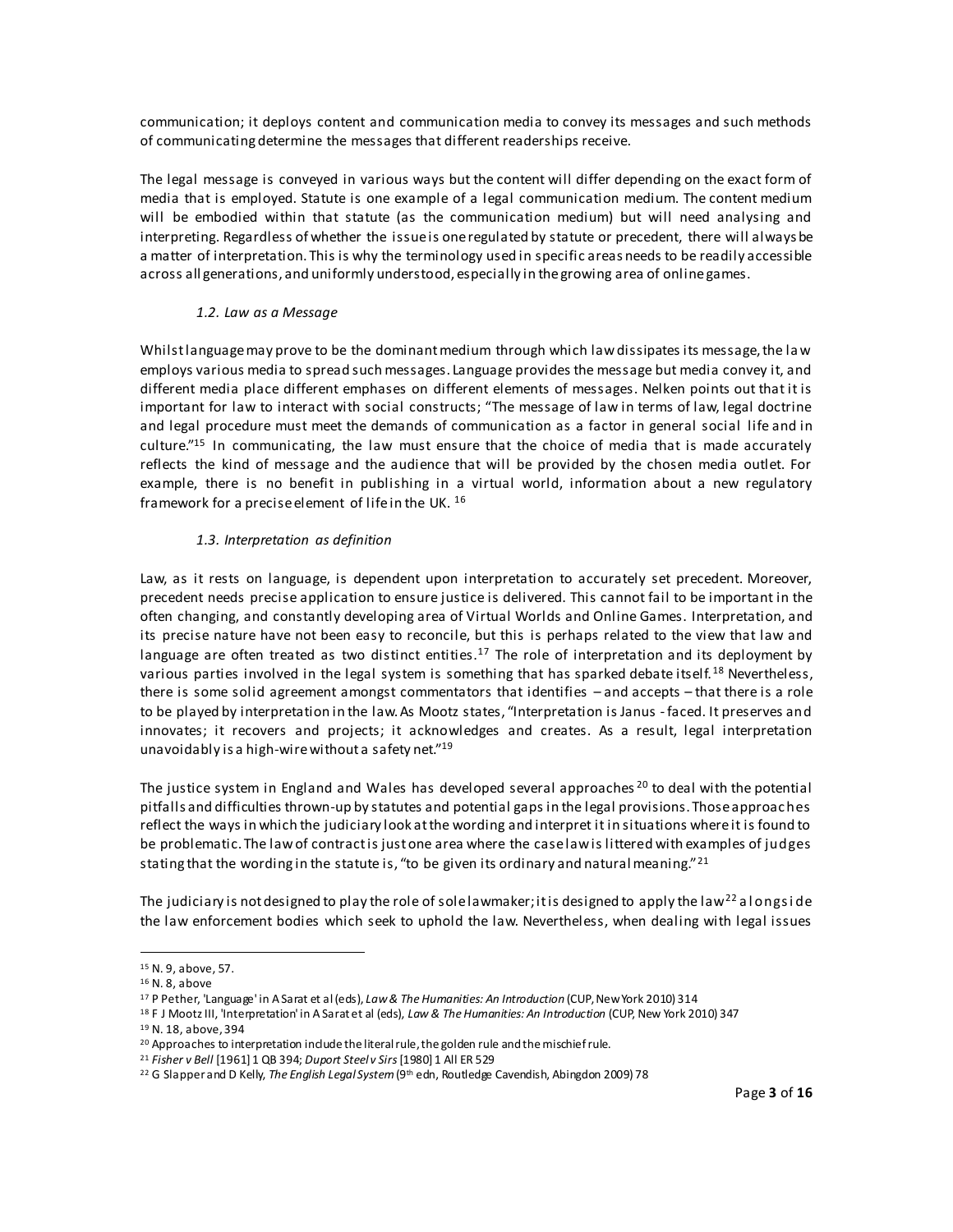communication; it deploys content and communication media to convey its messages and such methods of communicating determine the messages that different readerships receive.

The legal message is conveyed in various ways but the content will differ depending on the exact form of media that is employed. Statute is one example of a legal communication medium. The content medium will be embodied within that statute (as the communication medium) but will need analysing and interpreting. Regardless of whether the issue is one regulated by statute or precedent, there will always be a matter of interpretation. This is why the terminology used in specific areas needs to be readily accessible across all generations, and uniformly understood, especially in the growing area of online games.

### *1.2. Law as a Message*

Whilst language may prove to be the dominant medium through which law dissipates its message, the law employs various media to spread such messages. Language provides the message but media convey it, and different media place different emphases on different elements of messages. Nelken points out that it is important for law to interact with social constructs; "The message of law in terms of law, legal doctrine and legal procedure must meet the demands of communication as a factor in general social life and in culture."[15] In communicating, the law must ensure that the choice of media that is made accurately reflects the kind of message and the audience that will be provided by the chosen media outlet. For example, there is no benefit in publishing in a virtual world, information about a new regulatory framework for a precise element of life in the UK. [16]

### *1.3. Interpretation as definition*

Law, as it rests on language, is dependent upon interpretation to accurately set precedent. Moreover, precedent needs precise application to ensure justice is delivered. This cannot fail to be important in the often changing, and constantly developing area of Virtual Worlds and Online Games. Interpretation, and its precise nature have not been easy to reconcile, but this is perhaps related to the view that law and language are often treated as two distinct entities.[17] The role of interpretation and its deployment by various parties involved in the legal system is something that has sparked debate itself.[18] Nevertheless, there is some solid agreement amongst commentators that identifies – and accepts – that there is a role to be played by interpretation in the law. As Mootz states, "Interpretation is Janus - faced. It preserves and innovates; it recovers and projects; it acknowledges and creates. As a result, legal interpretation unavoidably is a high-wire without a safety net."[19]

The justice system in England and Wales has developed several approaches [20] to deal with the potential pitfalls and difficulties thrown-up by statutes and potential gaps in the legal provisions. Those approaches reflect the ways in which the judiciary look at the wording and interpret it in situations where it is found to be problematic. The law of contract is just one area where the case law is littered with examples of judges stating that the wording in the statute is, "to be given its ordinary and natural meaning."[21]

The judiciary is not designed to play the role of sole lawmaker; it is designed to apply the law[22] alongside the law enforcement bodies which seek to uphold the law. Nevertheless, when dealing with legal issues

---

[15] N. 9, above, 57.

[16] N. 8, above

[17] P Pether, 'Language' in A Sarat et al (eds), *Law & The Humanities: An Introduction* (CUP, New York 2010) 314

[18] F J Mootz III, 'Interpretation' in A Sarat et al (eds), *Law & The Humanities: An Introduction* (CUP, New York 2010) 347

[19] N. 18, above, 394

[20] Approaches to interpretation include the literal rule, the golden rule and the mischief rule.

[21] *Fisher v Bell* [1961] 1 QB 394; *Duport Steel v Sirs* [1980] 1 All ER 529

[22] G Slapper and D Kelly, *The English Legal System* (9th edn, Routledge Cavendish, Abingdon 2009) 78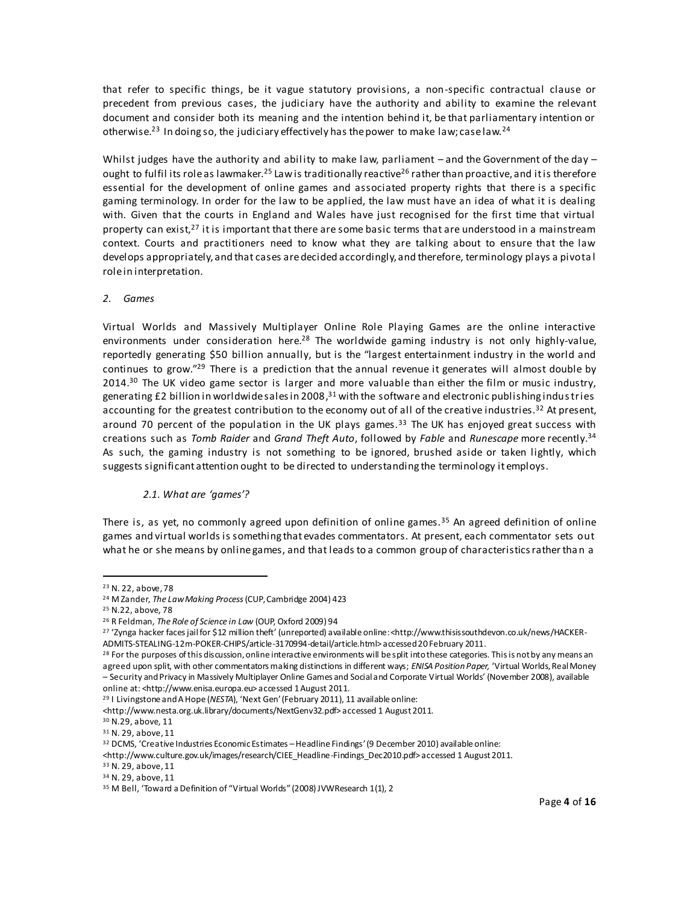that refer to specific things, be it vague statutory provisions, a non-specific contractual clause or precedent from previous cases, the judiciary have the authority and ability to examine the relevant document and consider both its meaning and the intention behind it, be that parliamentary intention or otherwise.[23] In doing so, the judiciary effectively has the power to make law; case law.[24]

Whilst judges have the authority and ability to make law, parliament – and the Government of the day – ought to fulfil its role as lawmaker.[25] Law is traditionally reactive[26] rather than proactive, and it is therefore essential for the development of online games and associated property rights that there is a specific gaming terminology. In order for the law to be applied, the law must have an idea of what it is dealing with. Given that the courts in England and Wales have just recognised for the first time that virtual property can exist,[27] it is important that there are some basic terms that are understood in a mainstream context. Courts and practitioners need to know what they are talking about to ensure that the law develops appropriately, and that cases are decided accordingly, and therefore, terminology plays a pivotal role in interpretation.

## *2. Games*

Virtual Worlds and Massively Multiplayer Online Role Playing Games are the online interactive environments under consideration here.[28] The worldwide gaming industry is not only highly-value, reportedly generating $50 billion annually, but is the "largest entertainment industry in the world and continues to grow."[29] There is a prediction that the annual revenue it generates will almost double by 2014.[30] The UK video game sector is larger and more valuable than either the film or music industry, generating £2 billion in worldwide sales in 2008,[31] with the software and electronic publishing industries accounting for the greatest contribution to the economy out of all of the creative industries.[32] At present, around 70 percent of the population in the UK plays games.[33] The UK has enjoyed great success with creations such as *Tomb Raider* and *Grand Theft Auto*, followed by *Fable* and *Runescape* more recently.[34] As such, the gaming industry is not something to be ignored, brushed aside or taken lightly, which suggests significant attention ought to be directed to understanding the terminology it employs.

### *2.1. What are 'games'?*

There is, as yet, no commonly agreed upon definition of online games.[35] An agreed definition of online games and virtual worlds is something that evades commentators. At present, each commentator sets out what he or she means by online games, and that leads to a common group of characteristics rather than a

---

[23] N. 22, above, 78

[24] M Zander, *The Law Making Process* (CUP, Cambridge 2004) 423

[25] N.22, above, 78

[26] R Feldman, *The Role of Science in Law* (OUP, Oxford 2009) 94

[27] 'Zynga hacker faces jail for $12 million theft' (unreported) available online: <http://www.thisissouthdevon.co.uk/news/HACKER-ADMITS-STEALING-12m-POKER-CHIPS/article-3170994-detail/article.html> accessed 20 February 2011.

[28] For the purposes of this discussion, online interactive environments will be split into these categories. This is not by any means an agreed upon split, with other commentators making distinctions in different ways; *ENISA Position Paper,* 'Virtual Worlds, Real Money – Security and Privacy in Massively Multiplayer Online Games and Social and Corporate Virtual Worlds' (November 2008), available online at: <http://www.enisa.europa.eu> accessed 1 August 2011.

[29] I Livingstone and A Hope (*NESTA*), 'Next Gen' (February 2011), 11 available online: <http://www.nesta.org.uk.library/documents/NextGenv32.pdf> accessed 1 August 2011.

[30] N.29, above, 11

[31] N. 29, above, 11

[32] DCMS, 'Creative Industries Economic Estimates – Headline Findings' (9 December 2010) available online: <http://www.culture.gov.uk/images/research/CIEE_Headline-Findings_Dec2010.pdf> accessed 1 August 2011.

[33] N. 29, above, 11

[34] N. 29, above, 11

[35] M Bell, 'Toward a Definition of "Virtual Worlds" (2008) JVWResearch 1(1), 2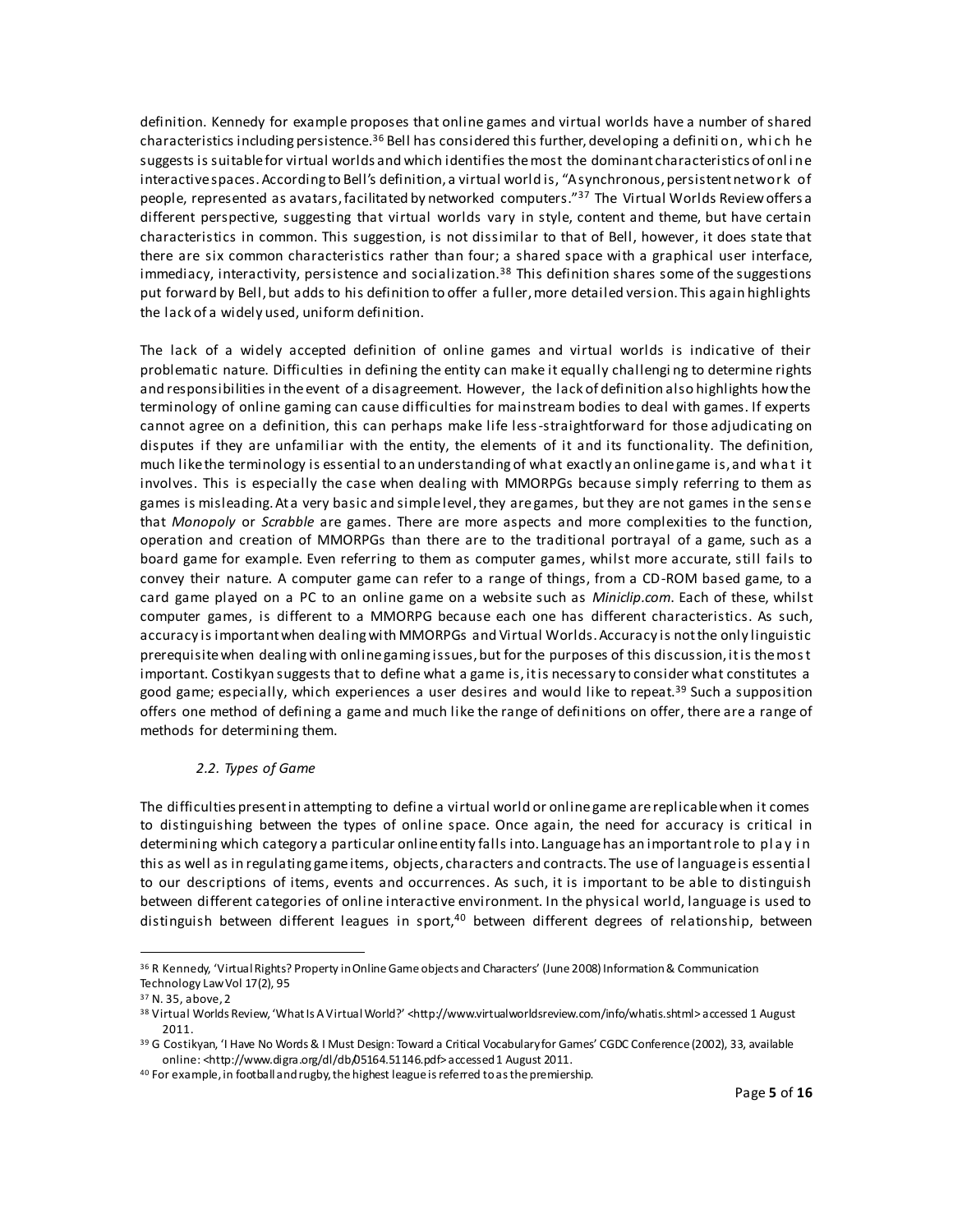definition. Kennedy for example proposes that online games and virtual worlds have a number of shared characteristics including persistence.[36] Bell has considered this further, developing a definition, which he suggests is suitable for virtual worlds and which identifies the most the dominant characteristics of online interactive spaces. According to Bell's definition, a virtual world is, "A synchronous, persistent network of people, represented as avatars, facilitated by networked computers."[37] The Virtual Worlds Review offers a different perspective, suggesting that virtual worlds vary in style, content and theme, but have certain characteristics in common. This suggestion, is not dissimilar to that of Bell, however, it does state that there are six common characteristics rather than four; a shared space with a graphical user interface, immediacy, interactivity, persistence and socialization.[38] This definition shares some of the suggestions put forward by Bell, but adds to his definition to offer a fuller, more detailed version. This again highlights the lack of a widely used, uniform definition.

The lack of a widely accepted definition of online games and virtual worlds is indicative of their problematic nature. Difficulties in defining the entity can make it equally challenging to determine rights and responsibilities in the event of a disagreement. However, the lack of definition also highlights how the terminology of online gaming can cause difficulties for mainstream bodies to deal with games. If experts cannot agree on a definition, this can perhaps make life less-straightforward for those adjudicating on disputes if they are unfamiliar with the entity, the elements of it and its functionality. The definition, much like the terminology is essential to an understanding of what exactly an online game is, and what it involves. This is especially the case when dealing with MMORPGs because simply referring to them as games is misleading. At a very basic and simple level, they are games, but they are not games in the sense that *Monopoly* or *Scrabble* are games. There are more aspects and more complexities to the function, operation and creation of MMORPGs than there are to the traditional portrayal of a game, such as a board game for example. Even referring to them as computer games, whilst more accurate, still fails to convey their nature. A computer game can refer to a range of things, from a CD-ROM based game, to a card game played on a PC to an online game on a website such as *Miniclip.com*. Each of these, whilst computer games, is different to a MMORPG because each one has different characteristics. As such, accuracy is important when dealing with MMORPGs and Virtual Worlds. Accuracy is not the only linguistic prerequisite when dealing with online gaming issues, but for the purposes of this discussion, it is the most important. Costikyan suggests that to define what a game is, it is necessary to consider what constitutes a good game; especially, which experiences a user desires and would like to repeat.[39] Such a supposition offers one method of defining a game and much like the range of definitions on offer, there are a range of methods for determining them.

### *2.2. Types of Game*

The difficulties present in attempting to define a virtual world or online game are replicable when it comes to distinguishing between the types of online space. Once again, the need for accuracy is critical in determining which category a particular online entity falls into. Language has an important role to play in this as well as in regulating game items, objects, characters and contracts. The use of language is essential to our descriptions of items, events and occurrences. As such, it is important to be able to distinguish between different categories of online interactive environment. In the physical world, language is used to distinguish between different leagues in sport,[40] between different degrees of relationship, between

---

[36] R Kennedy, 'Virtual Rights? Property in Online Game objects and Characters' (June 2008) Information & Communication Technology Law Vol 17(2), 95

[37] N. 35, above, 2

[38] Virtual Worlds Review, 'What Is A Virtual World?' <http://www.virtualworldsreview.com/info/whatis.shtml> accessed 1 August 2011.

[39] G Costikyan, 'I Have No Words & I Must Design: Toward a Critical Vocabulary for Games' CGDC Conference (2002), 33, available online: <http://www.digra.org/dl/db/05164.51146.pdf> accessed 1 August 2011.

[40] For example, in football and rugby, the highest league is referred to as the premiership.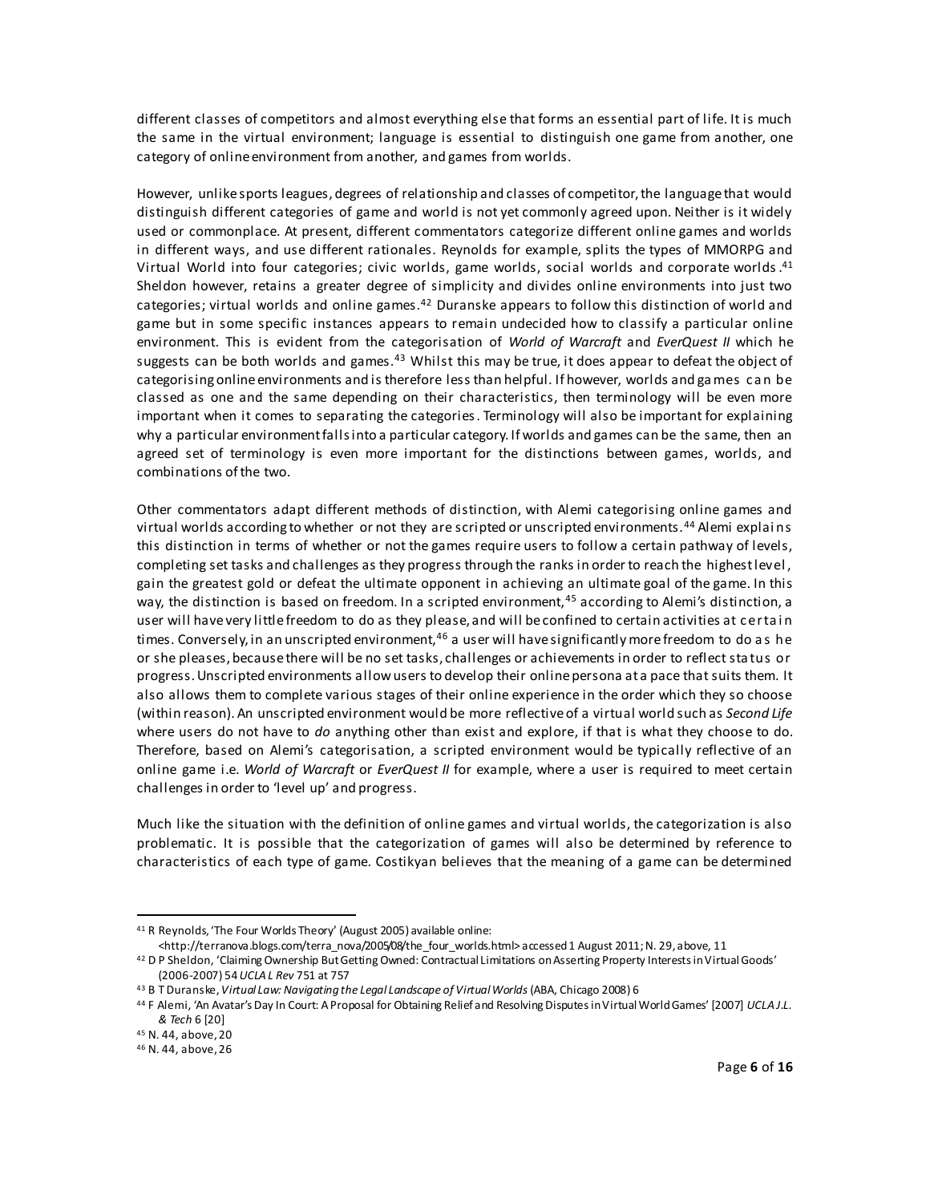different classes of competitors and almost everything else that forms an essential part of life. It is much the same in the virtual environment; language is essential to distinguish one game from another, one category of online environment from another, and games from worlds.

However, unlike sports leagues, degrees of relationship and classes of competitor, the language that would distinguish different categories of game and world is not yet commonly agreed upon. Neither is it widely used or commonplace. At present, different commentators categorize different online games and worlds in different ways, and use different rationales. Reynolds for example, splits the types of MMORPG and Virtual World into four categories; civic worlds, game worlds, social worlds and corporate worlds.[41] Sheldon however, retains a greater degree of simplicity and divides online environments into just two categories; virtual worlds and online games.[42] Duranske appears to follow this distinction of world and game but in some specific instances appears to remain undecided how to classify a particular online environment. This is evident from the categorisation of *World of Warcraft* and *EverQuest II* which he suggests can be both worlds and games.[43] Whilst this may be true, it does appear to defeat the object of categorising online environments and is therefore less than helpful. If however, worlds and games can be classed as one and the same depending on their characteristics, then terminology will be even more important when it comes to separating the categories. Terminology will also be important for explaining why a particular environment falls into a particular category. If worlds and games can be the same, then an agreed set of terminology is even more important for the distinctions between games, worlds, and combinations of the two.

Other commentators adapt different methods of distinction, with Alemi categorising online games and virtual worlds according to whether or not they are scripted or unscripted environments.[44] Alemi explains this distinction in terms of whether or not the games require users to follow a certain pathway of levels, completing set tasks and challenges as they progress through the ranks in order to reach the highest level, gain the greatest gold or defeat the ultimate opponent in achieving an ultimate goal of the game. In this way, the distinction is based on freedom. In a scripted environment,[45] according to Alemi's distinction, a user will have very little freedom to do as they please, and will be confined to certain activities at certain times. Conversely, in an unscripted environment,[46] a user will have significantly more freedom to do as he or she pleases, because there will be no set tasks, challenges or achievements in order to reflect status or progress. Unscripted environments allow users to develop their online persona at a pace that suits them. It also allows them to complete various stages of their online experience in the order which they so choose (within reason). An unscripted environment would be more reflective of a virtual world such as *Second Life* where users do not have to *do* anything other than exist and explore, if that is what they choose to do. Therefore, based on Alemi's categorisation, a scripted environment would be typically reflective of an online game i.e. *World of Warcraft* or *EverQuest II* for example, where a user is required to meet certain challenges in order to 'level up' and progress.

Much like the situation with the definition of online games and virtual worlds, the categorization is also problematic. It is possible that the categorization of games will also be determined by reference to characteristics of each type of game. Costikyan believes that the meaning of a game can be determined

---

[41] R Reynolds, 'The Four Worlds Theory' (August 2005) available online: <http://terranova.blogs.com/terra_nova/2005/08/the_four_worlds.html> accessed 1 August 2011; N. 29, above, 11

[42] D P Sheldon, 'Claiming Ownership But Getting Owned: Contractual Limitations on Asserting Property Interests in Virtual Goods' (2006-2007) 54 *UCLA L Rev* 751 at 757

[43] B T Duranske, *Virtual Law: Navigating the Legal Landscape of Virtual Worlds* (ABA, Chicago 2008) 6

[44] F Alemi, 'An Avatar's Day In Court: A Proposal for Obtaining Relief and Resolving Disputes in Virtual World Games' [2007] *UCLA J.L. & Tech* 6 [20]

[45] N. 44, above, 20

[46] N. 44, above, 26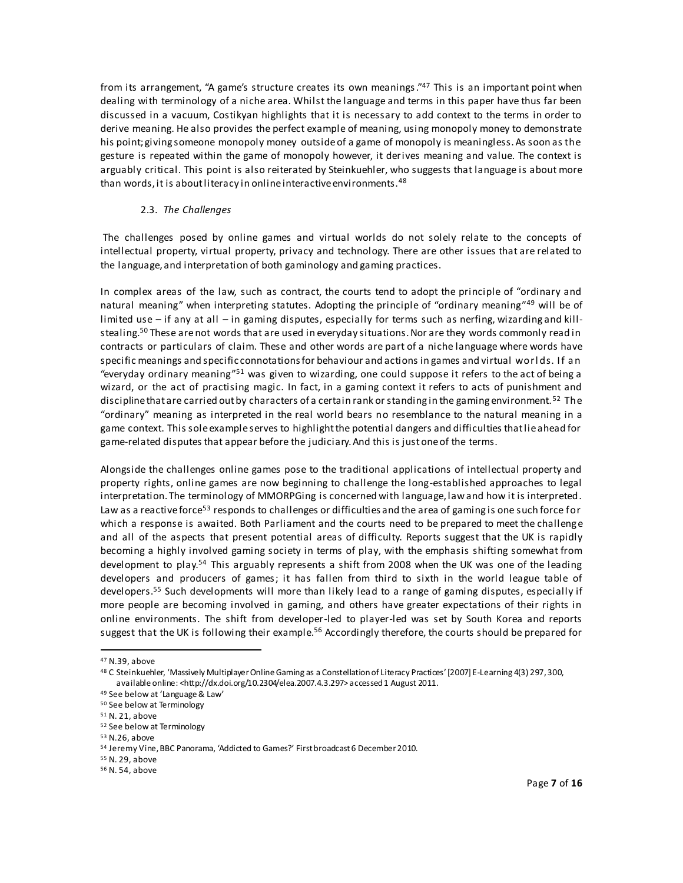from its arrangement, "A game's structure creates its own meanings."[47] This is an important point when dealing with terminology of a niche area. Whilst the language and terms in this paper have thus far been discussed in a vacuum, Costikyan highlights that it is necessary to add context to the terms in order to derive meaning. He also provides the perfect example of meaning, using monopoly money to demonstrate his point; giving someone monopoly money outside of a game of monopoly is meaningless. As soon as the gesture is repeated within the game of monopoly however, it derives meaning and value. The context is arguably critical. This point is also reiterated by Steinkuehler, who suggests that language is about more than words, it is about literacy in online interactive environments.[48]

### 2.3. *The Challenges*

The challenges posed by online games and virtual worlds do not solely relate to the concepts of intellectual property, virtual property, privacy and technology. There are other issues that are related to the language, and interpretation of both gaminology and gaming practices.

In complex areas of the law, such as contract, the courts tend to adopt the principle of "ordinary and natural meaning" when interpreting statutes. Adopting the principle of "ordinary meaning"[49] will be of limited use – if any at all – in gaming disputes, especially for terms such as nerfing, wizarding and kill-stealing.[50] These are not words that are used in everyday situations. Nor are they words commonly read in contracts or particulars of claim. These and other words are part of a niche language where words have specific meanings and specific connotations for behaviour and actions in games and virtual worlds. If an "everyday ordinary meaning"[51] was given to wizarding, one could suppose it refers to the act of being a wizard, or the act of practising magic. In fact, in a gaming context it refers to acts of punishment and discipline that are carried out by characters of a certain rank or standing in the gaming environment.[52] The "ordinary" meaning as interpreted in the real world bears no resemblance to the natural meaning in a game context. This sole example serves to highlight the potential dangers and difficulties that lie ahead for game-related disputes that appear before the judiciary. And this is just one of the terms.

Alongside the challenges online games pose to the traditional applications of intellectual property and property rights, online games are now beginning to challenge the long-established approaches to legal interpretation. The terminology of MMORPGing is concerned with language, law and how it is interpreted. Law as a reactive force[53] responds to challenges or difficulties and the area of gaming is one such force for which a response is awaited. Both Parliament and the courts need to be prepared to meet the challenge and all of the aspects that present potential areas of difficulty. Reports suggest that the UK is rapidly becoming a highly involved gaming society in terms of play, with the emphasis shifting somewhat from development to play.[54] This arguably represents a shift from 2008 when the UK was one of the leading developers and producers of games; it has fallen from third to sixth in the world league table of developers.[55] Such developments will more than likely lead to a range of gaming disputes, especially if more people are becoming involved in gaming, and others have greater expectations of their rights in online environments. The shift from developer-led to player-led was set by South Korea and reports suggest that the UK is following their example.[56] Accordingly therefore, the courts should be prepared for

---

[47] N.39, above

[48] C Steinkuehler, 'Massively Multiplayer Online Gaming as a Constellation of Literacy Practices' [2007] E-Learning 4(3) 297, 300, available online: <http://dx.doi.org/10.2304/elea.2007.4.3.297> accessed 1 August 2011.

[49] See below at 'Language & Law'

[50] See below at Terminology

[51] N. 21, above

[52] See below at Terminology

[53] N.26, above

[54] Jeremy Vine, BBC Panorama, 'Addicted to Games?' First broadcast 6 December 2010.

[55] N. 29, above

[56] N. 54, above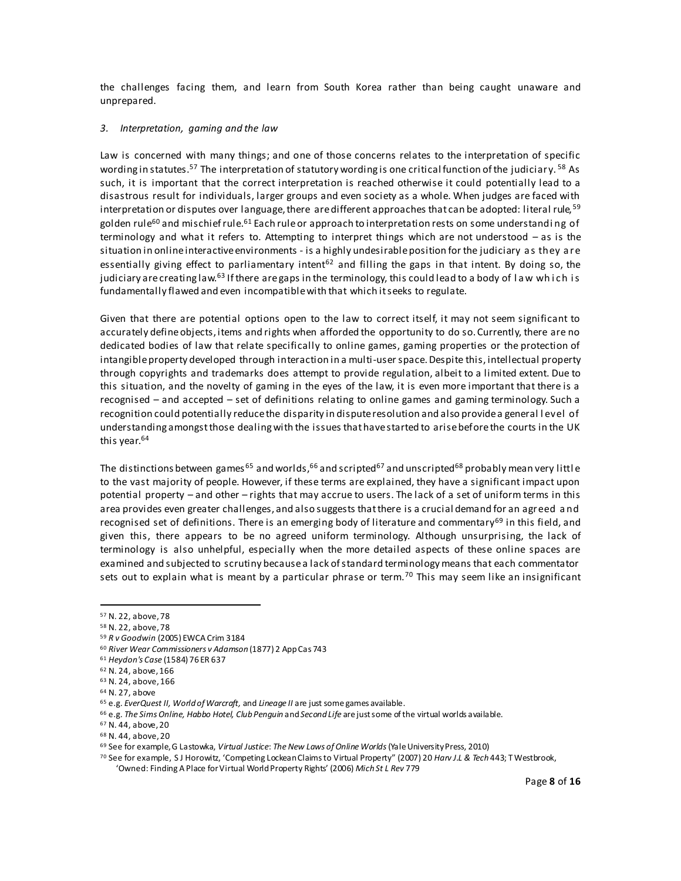the challenges facing them, and learn from South Korea rather than being caught unaware and unprepared.

### *3. Interpretation, gaming and the law*

Law is concerned with many things; and one of those concerns relates to the interpretation of specific wording in statutes.[57] The interpretation of statutory wording is one critical function of the judiciary.[58] As such, it is important that the correct interpretation is reached otherwise it could potentially lead to a disastrous result for individuals, larger groups and even society as a whole. When judges are faced with interpretation or disputes over language, there are different approaches that can be adopted: literal rule,[59] golden rule[60] and mischief rule.[61] Each rule or approach to interpretation rests on some understanding of terminology and what it refers to. Attempting to interpret things which are not understood – as is the situation in online interactive environments - is a highly undesirable position for the judiciary as they are essentially giving effect to parliamentary intent[62] and filling the gaps in that intent. By doing so, the judiciary are creating law.[63] If there are gaps in the terminology, this could lead to a body of law which is fundamentally flawed and even incompatible with that which it seeks to regulate.

Given that there are potential options open to the law to correct itself, it may not seem significant to accurately define objects, items and rights when afforded the opportunity to do so. Currently, there are no dedicated bodies of law that relate specifically to online games, gaming properties or the protection of intangible property developed through interaction in a multi-user space. Despite this, intellectual property through copyrights and trademarks does attempt to provide regulation, albeit to a limited extent. Due to this situation, and the novelty of gaming in the eyes of the law, it is even more important that there is a recognised – and accepted – set of definitions relating to online games and gaming terminology. Such a recognition could potentially reduce the disparity in dispute resolution and also provide a general level of understanding amongst those dealing with the issues that have started to arise before the courts in the UK this year.[64]

The distinctions between games[65] and worlds,[66] and scripted[67] and unscripted[68] probably mean very little to the vast majority of people. However, if these terms are explained, they have a significant impact upon potential property – and other – rights that may accrue to users. The lack of a set of uniform terms in this area provides even greater challenges, and also suggests that there is a crucial demand for an agreed and recognised set of definitions. There is an emerging body of literature and commentary[69] in this field, and given this, there appears to be no agreed uniform terminology. Although unsurprising, the lack of terminology is also unhelpful, especially when the more detailed aspects of these online spaces are examined and subjected to scrutiny because a lack of standard terminology means that each commentator sets out to explain what is meant by a particular phrase or term.[70] This may seem like an insignificant

---

[57] N. 22, above, 78

[58] N. 22, above, 78

[59] *R v Goodwin* (2005) EWCA Crim 3184

[60] *River Wear Commissioners v Adamson* (1877) 2 App Cas 743

[61] *Heydon's Case* (1584) 76 ER 637

[62] N. 24, above, 166

[63] N. 24, above, 166

[64] N. 27, above

[65] e.g. *EverQuest II, World of Warcraft,* and *Lineage II* are just some games available.

[66] e.g. *The Sims Online, Habbo Hotel, Club Penguin* and *Second Life* are just some of the virtual worlds available.

[67] N. 44, above, 20

[68] N. 44, above, 20

[69] See for example, G Lastowka, *Virtual Justice*: *The New Laws of Online Worlds* (Yale University Press, 2010)

[70] See for example, S J Horowitz, 'Competing Lockean Claims to Virtual Property" (2007) 20 *Harv J.L & Tech* 443; T Westbrook, 'Owned: Finding A Place for Virtual World Property Rights' (2006) *Mich St L Rev* 779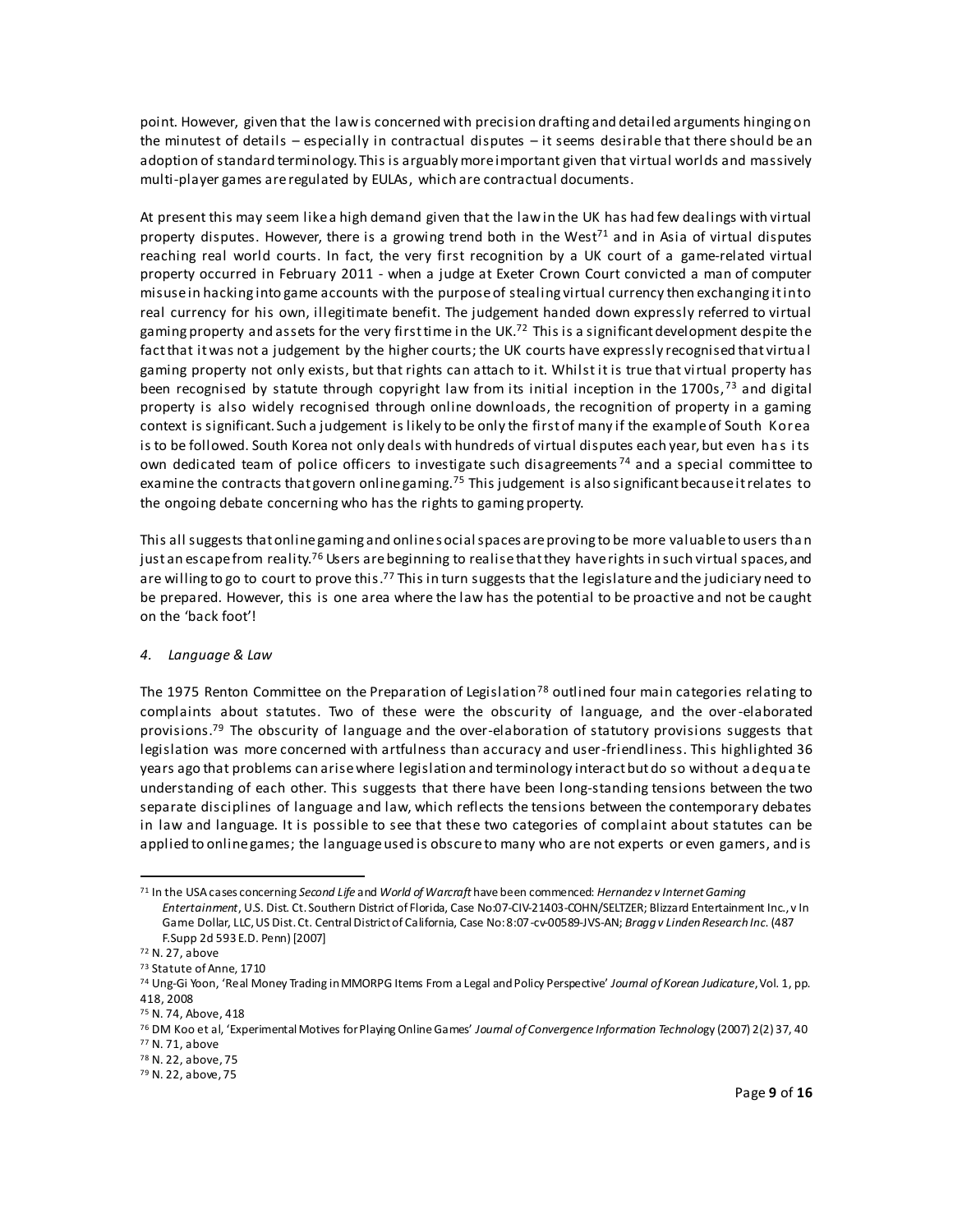point. However, given that the law is concerned with precision drafting and detailed arguments hinging on the minutest of details – especially in contractual disputes – it seems desirable that there should be an adoption of standard terminology. This is arguably more important given that virtual worlds and massively multi-player games are regulated by EULAs, which are contractual documents.

At present this may seem like a high demand given that the law in the UK has had few dealings with virtual property disputes. However, there is a growing trend both in the West[71] and in Asia of virtual disputes reaching real world courts. In fact, the very first recognition by a UK court of a game-related virtual property occurred in February 2011 - when a judge at Exeter Crown Court convicted a man of computer misuse in hacking into game accounts with the purpose of stealing virtual currency then exchanging it into real currency for his own, illegitimate benefit. The judgement handed down expressly referred to virtual gaming property and assets for the very first time in the UK.[72] This is a significant development despite the fact that it was not a judgement by the higher courts; the UK courts have expressly recognised that virtual gaming property not only exists, but that rights can attach to it. Whilst it is true that virtual property has been recognised by statute through copyright law from its initial inception in the 1700s,[73] and digital property is also widely recognised through online downloads, the recognition of property in a gaming context is significant. Such a judgement is likely to be only the first of many if the example of South Korea is to be followed. South Korea not only deals with hundreds of virtual disputes each year, but even has its own dedicated team of police officers to investigate such disagreements[74] and a special committee to examine the contracts that govern online gaming.[75] This judgement is also significant because it relates to the ongoing debate concerning who has the rights to gaming property.

This all suggests that online gaming and online social spaces are proving to be more valuable to users than just an escape from reality.[76] Users are beginning to realise that they have rights in such virtual spaces, and are willing to go to court to prove this.[77] This in turn suggests that the legislature and the judiciary need to be prepared. However, this is one area where the law has the potential to be proactive and not be caught on the 'back foot'!

### *4. Language & Law*

The 1975 Renton Committee on the Preparation of Legislation[78] outlined four main categories relating to complaints about statutes. Two of these were the obscurity of language, and the over-elaborated provisions.[79] The obscurity of language and the over-elaboration of statutory provisions suggests that legislation was more concerned with artfulness than accuracy and user-friendliness. This highlighted 36 years ago that problems can arise where legislation and terminology interact but do so without adequate understanding of each other. This suggests that there have been long-standing tensions between the two separate disciplines of language and law, which reflects the tensions between the contemporary debates in law and language. It is possible to see that these two categories of complaint about statutes can be applied to online games; the language used is obscure to many who are not experts or even gamers, and is

---

[71] In the USA cases concerning *Second Life* and *World of Warcraft* have been commenced: *Hernandez v Internet Gaming Entertainment*, U.S. Dist. Ct. Southern District of Florida, Case No:07-CIV-21403-COHN/SELTZER; Blizzard Entertainment Inc., v In Game Dollar, LLC, US Dist. Ct. Central District of California, Case No: 8:07-cv-00589-JVS-AN; *Bragg v Linden Research Inc.* (487 F.Supp 2d 593 E.D. Penn) [2007]

[72] N. 27, above

[73] Statute of Anne, 1710

[74] Ung-Gi Yoon, 'Real Money Trading in MMORPG Items From a Legal and Policy Perspective' *Journal of Korean Judicature*, Vol. 1, pp. 418, 2008

[75] N. 74, Above, 418

[76] DM Koo et al, 'Experimental Motives for Playing Online Games' *Journal of Convergence Information Technology* (2007) 2(2) 37, 40

[77] N. 71, above

[78] N. 22, above, 75

[79] N. 22, above, 75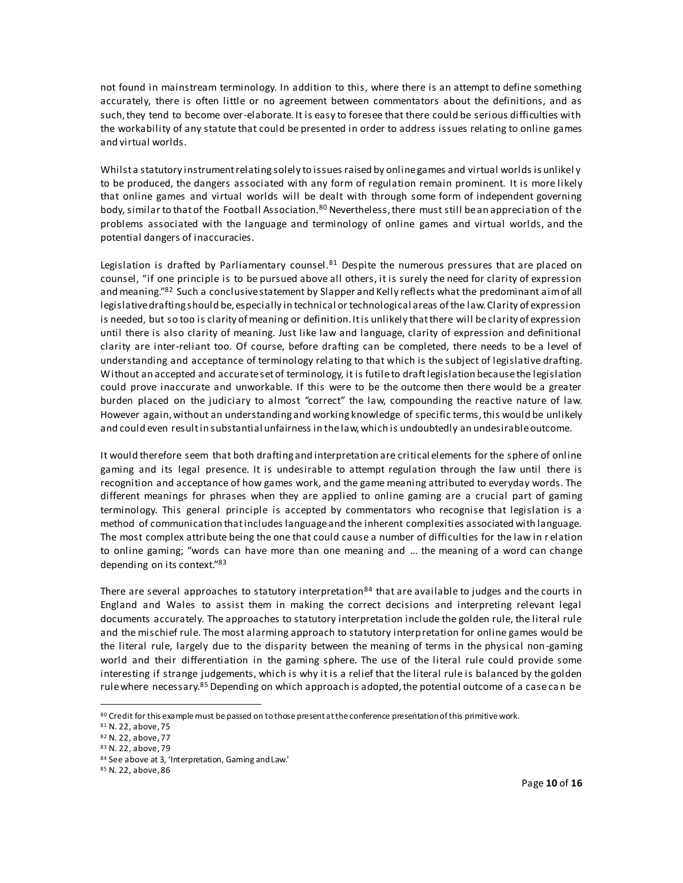not found in mainstream terminology. In addition to this, where there is an attempt to define something accurately, there is often little or no agreement between commentators about the definitions, and as such, they tend to become over-elaborate. It is easy to foresee that there could be serious difficulties with the workability of any statute that could be presented in order to address issues relating to online games and virtual worlds.

Whilst a statutory instrument relating solely to issues raised by online games and virtual worlds is unlikely to be produced, the dangers associated with any form of regulation remain prominent. It is more likely that online games and virtual worlds will be dealt with through some form of independent governing body, similar to that of the Football Association.[80] Nevertheless, there must still be an appreciation of the problems associated with the language and terminology of online games and virtual worlds, and the potential dangers of inaccuracies.

Legislation is drafted by Parliamentary counsel.[81] Despite the numerous pressures that are placed on counsel, "if one principle is to be pursued above all others, it is surely the need for clarity of expression and meaning."[82] Such a conclusive statement by Slapper and Kelly reflects what the predominant aim of all legislative drafting should be, especially in technical or technological areas of the law. Clarity of expression is needed, but so too is clarity of meaning or definition. It is unlikely that there will be clarity of expression until there is also clarity of meaning. Just like law and language, clarity of expression and definitional clarity are inter-reliant too. Of course, before drafting can be completed, there needs to be a level of understanding and acceptance of terminology relating to that which is the subject of legislative drafting. Without an accepted and accurate set of terminology, it is futile to draft legislation because the legislation could prove inaccurate and unworkable. If this were to be the outcome then there would be a greater burden placed on the judiciary to almost "correct" the law, compounding the reactive nature of law. However again, without an understanding and working knowledge of specific terms, this would be unlikely and could even result in substantial unfairness in the law, which is undoubtedly an undesirable outcome.

It would therefore seem that both drafting and interpretation are critical elements for the sphere of online gaming and its legal presence. It is undesirable to attempt regulation through the law until there is recognition and acceptance of how games work, and the game meaning attributed to everyday words. The different meanings for phrases when they are applied to online gaming are a crucial part of gaming terminology. This general principle is accepted by commentators who recognise that legislation is a method of communication that includes language and the inherent complexities associated with language. The most complex attribute being the one that could cause a number of difficulties for the law in relation to online gaming; "words can have more than one meaning and … the meaning of a word can change depending on its context."[83]

There are several approaches to statutory interpretation[84] that are available to judges and the courts in England and Wales to assist them in making the correct decisions and interpreting relevant legal documents accurately. The approaches to statutory interpretation include the golden rule, the literal rule and the mischief rule. The most alarming approach to statutory interpretation for online games would be the literal rule, largely due to the disparity between the meaning of terms in the physical non-gaming world and their differentiation in the gaming sphere. The use of the literal rule could provide some interesting if strange judgements, which is why it is a relief that the literal rule is balanced by the golden rule where necessary.[85] Depending on which approach is adopted, the potential outcome of a case can be

---

[80] Credit for this example must be passed on to those present at the conference presentation of this primitive work.

[81] N. 22, above, 75

[82] N. 22, above, 77

[83] N. 22, above, 79

[84] See above at 3, 'Interpretation, Gaming and Law.'

[85] N. 22, above, 86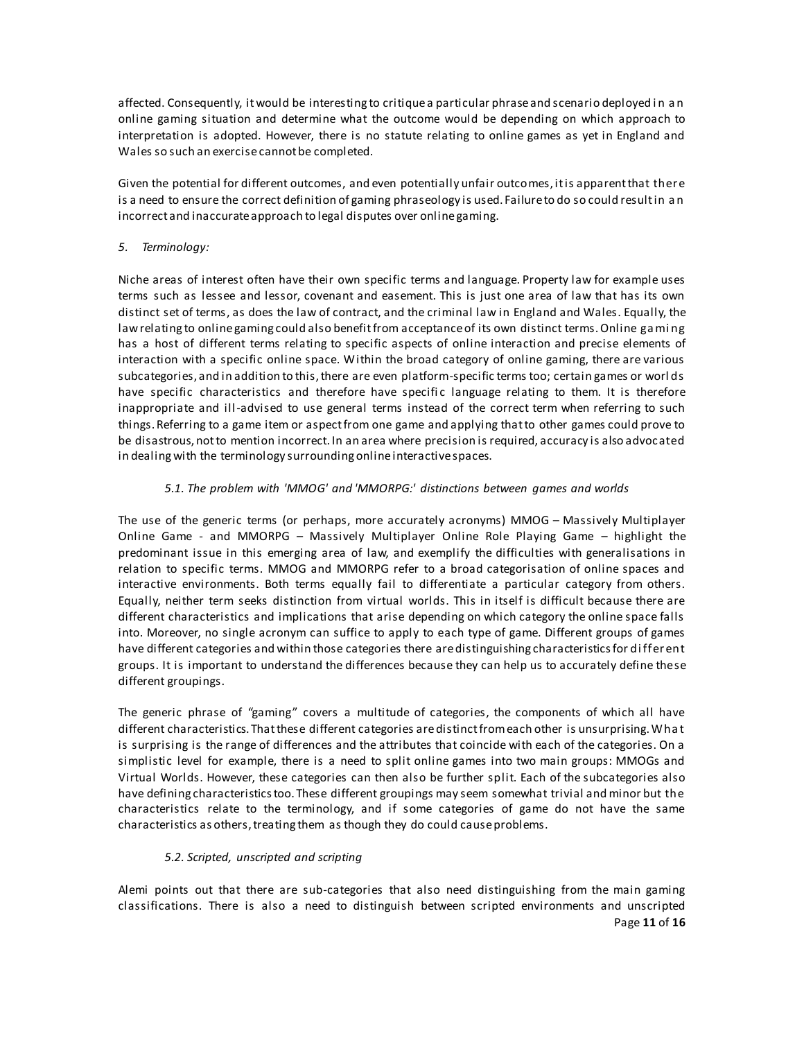affected. Consequently, it would be interesting to critique a particular phrase and scenario deployed in an online gaming situation and determine what the outcome would be depending on which approach to interpretation is adopted. However, there is no statute relating to online games as yet in England and Wales so such an exercise cannot be completed.

Given the potential for different outcomes, and even potentially unfair outcomes, it is apparent that there is a need to ensure the correct definition of gaming phraseology is used. Failure to do so could result in an incorrect and inaccurate approach to legal disputes over online gaming.

## *5. Terminology:*

Niche areas of interest often have their own specific terms and language. Property law for example uses terms such as lessee and lessor, covenant and easement. This is just one area of law that has its own distinct set of terms, as does the law of contract, and the criminal law in England and Wales. Equally, the law relating to online gaming could also benefit from acceptance of its own distinct terms. Online gaming has a host of different terms relating to specific aspects of online interaction and precise elements of interaction with a specific online space. Within the broad category of online gaming, there are various subcategories, and in addition to this, there are even platform-specific terms too; certain games or worlds have specific characteristics and therefore have specific language relating to them. It is therefore inappropriate and ill-advised to use general terms instead of the correct term when referring to such things. Referring to a game item or aspect from one game and applying that to other games could prove to be disastrous, not to mention incorrect. In an area where precision is required, accuracy is also advocated in dealing with the terminology surrounding online interactive spaces.

### *5.1. The problem with 'MMOG' and 'MMORPG:' distinctions between games and worlds*

The use of the generic terms (or perhaps, more accurately acronyms) MMOG – Massively Multiplayer Online Game - and MMORPG – Massively Multiplayer Online Role Playing Game – highlight the predominant issue in this emerging area of law, and exemplify the difficulties with generalisations in relation to specific terms. MMOG and MMORPG refer to a broad categorisation of online spaces and interactive environments. Both terms equally fail to differentiate a particular category from others. Equally, neither term seeks distinction from virtual worlds. This in itself is difficult because there are different characteristics and implications that arise depending on which category the online space falls into. Moreover, no single acronym can suffice to apply to each type of game. Different groups of games have different categories and within those categories there are distinguishing characteristics for different groups. It is important to understand the differences because they can help us to accurately define these different groupings.

The generic phrase of "gaming" covers a multitude of categories, the components of which all have different characteristics. That these different categories are distinct from each other is unsurprising. What is surprising is the range of differences and the attributes that coincide with each of the categories. On a simplistic level for example, there is a need to split online games into two main groups: MMOGs and Virtual Worlds. However, these categories can then also be further split. Each of the subcategories also have defining characteristics too. These different groupings may seem somewhat trivial and minor but the characteristics relate to the terminology, and if some categories of game do not have the same characteristics as others, treating them as though they do could cause problems.

### *5.2. Scripted, unscripted and scripting*

Alemi points out that there are sub-categories that also need distinguishing from the main gaming classifications. There is also a need to distinguish between scripted environments and unscripted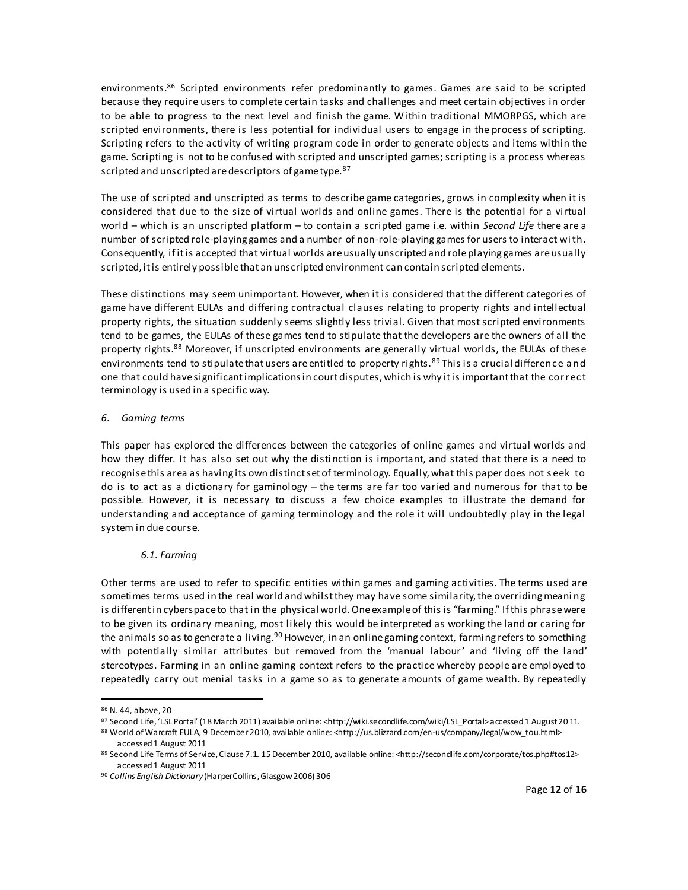environments.[86] Scripted environments refer predominantly to games. Games are said to be scripted because they require users to complete certain tasks and challenges and meet certain objectives in order to be able to progress to the next level and finish the game. Within traditional MMORPGS, which are scripted environments, there is less potential for individual users to engage in the process of scripting. Scripting refers to the activity of writing program code in order to generate objects and items within the game. Scripting is not to be confused with scripted and unscripted games; scripting is a process whereas scripted and unscripted are descriptors of game type.[87]

The use of scripted and unscripted as terms to describe game categories, grows in complexity when it is considered that due to the size of virtual worlds and online games. There is the potential for a virtual world – which is an unscripted platform – to contain a scripted game i.e. within *Second Life* there are a number of scripted role-playing games and a number of non-role-playing games for users to interact with. Consequently, if it is accepted that virtual worlds are usually unscripted and role playing games are usually scripted, it is entirely possible that an unscripted environment can contain scripted elements.

These distinctions may seem unimportant. However, when it is considered that the different categories of game have different EULAs and differing contractual clauses relating to property rights and intellectual property rights, the situation suddenly seems slightly less trivial. Given that most scripted environments tend to be games, the EULAs of these games tend to stipulate that the developers are the owners of all the property rights.[88] Moreover, if unscripted environments are generally virtual worlds, the EULAs of these environments tend to stipulate that users are entitled to property rights.[89] This is a crucial difference and one that could have significant implications in court disputes, which is why it is important that the correct terminology is used in a specific way.

## *6. Gaming terms*

This paper has explored the differences between the categories of online games and virtual worlds and how they differ. It has also set out why the distinction is important, and stated that there is a need to recognise this area as having its own distinct set of terminology. Equally, what this paper does not seek to do is to act as a dictionary for gaminology – the terms are far too varied and numerous for that to be possible. However, it is necessary to discuss a few choice examples to illustrate the demand for understanding and acceptance of gaming terminology and the role it will undoubtedly play in the legal system in due course.

### *6.1. Farming*

Other terms are used to refer to specific entities within games and gaming activities. The terms used are sometimes terms used in the real world and whilst they may have some similarity, the overriding meaning is different in cyberspace to that in the physical world. One example of this is "farming." If this phrase were to be given its ordinary meaning, most likely this would be interpreted as working the land or caring for the animals so as to generate a living.[90] However, in an online gaming context, farming refers to something with potentially similar attributes but removed from the 'manual labour' and 'living off the land' stereotypes. Farming in an online gaming context refers to the practice whereby people are employed to repeatedly carry out menial tasks in a game so as to generate amounts of game wealth. By repeatedly

---

[86] N. 44, above, 20

[87] Second Life, 'LSL Portal' (18 March 2011) available online: <http://wiki.secondlife.com/wiki/LSL_Portal> accessed 1 August 2011.

[88] World of Warcraft EULA, 9 December 2010, available online: <http://us.blizzard.com/en-us/company/legal/wow_tou.html> accessed 1 August 2011

[89] Second Life Terms of Service, Clause 7.1. 15 December 2010, available online: <http://secondlife.com/corporate/tos.php#tos12> accessed 1 August 2011

[90] *Collins English Dictionary* (HarperCollins, Glasgow 2006) 306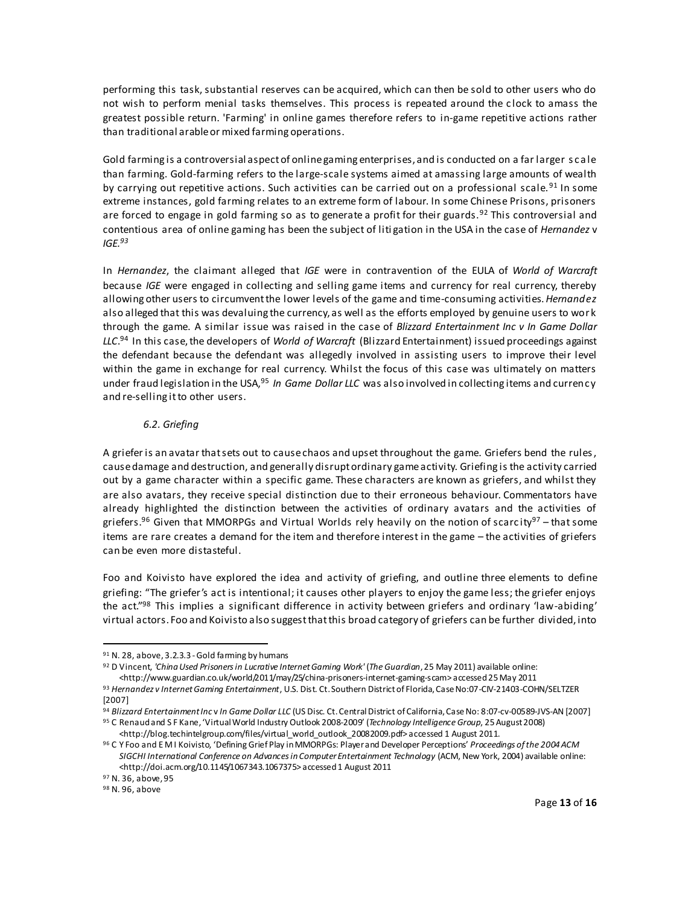performing this task, substantial reserves can be acquired, which can then be sold to other users who do not wish to perform menial tasks themselves. This process is repeated around the clock to amass the greatest possible return. 'Farming' in online games therefore refers to in-game repetitive actions rather than traditional arable or mixed farming operations.

Gold farming is a controversial aspect of online gaming enterprises, and is conducted on a far larger scale than farming. Gold-farming refers to the large-scale systems aimed at amassing large amounts of wealth by carrying out repetitive actions. Such activities can be carried out on a professional scale.[91] In some extreme instances, gold farming relates to an extreme form of labour. In some Chinese Prisons, prisoners are forced to engage in gold farming so as to generate a profit for their guards.[92] This controversial and contentious area of online gaming has been the subject of litigation in the USA in the case of *Hernandez* v *IGE*.[93]

In *Hernandez*, the claimant alleged that *IGE* were in contravention of the EULA of *World of Warcraft* because *IGE* were engaged in collecting and selling game items and currency for real currency, thereby allowing other users to circumvent the lower levels of the game and time-consuming activities. *Hernandez* also alleged that this was devaluing the currency, as well as the efforts employed by genuine users to work through the game. A similar issue was raised in the case of *Blizzard Entertainment Inc v In Game Dollar LLC*.[94] In this case, the developers of *World of Warcraft* (Blizzard Entertainment) issued proceedings against the defendant because the defendant was allegedly involved in assisting users to improve their level within the game in exchange for real currency. Whilst the focus of this case was ultimately on matters under fraud legislation in the USA,[95] *In Game Dollar LLC* was also involved in collecting items and currency and re-selling it to other users.

### *6.2. Griefing*

A griefer is an avatar that sets out to cause chaos and upset throughout the game. Griefers bend the rules, cause damage and destruction, and generally disrupt ordinary game activity. Griefing is the activity carried out by a game character within a specific game. These characters are known as griefers, and whilst they are also avatars, they receive special distinction due to their erroneous behaviour. Commentators have already highlighted the distinction between the activities of ordinary avatars and the activities of griefers.[96] Given that MMORPGs and Virtual Worlds rely heavily on the notion of scarcity[97] – that some items are rare creates a demand for the item and therefore interest in the game – the activities of griefers can be even more distasteful.

Foo and Koivisto have explored the idea and activity of griefing, and outline three elements to define griefing: "The griefer's act is intentional; it causes other players to enjoy the game less; the griefer enjoys the act."[98] This implies a significant difference in activity between griefers and ordinary 'law-abiding' virtual actors. Foo and Koivisto also suggest that this broad category of griefers can be further divided, into

---

[91] N. 28, above, 3.2.3.3 - Gold farming by humans

[92] D Vincent, *'China Used Prisoners in Lucrative Internet Gaming Work'* (*The Guardian*, 25 May 2011) available online: <http://www.guardian.co.uk/world/2011/may/25/china-prisoners-internet-gaming-scam> accessed 25 May 2011

[93] *Hernandez v Internet Gaming Entertainment*, U.S. Dist. Ct. Southern District of Florida, Case No:07-CIV-21403-COHN/SELTZER [2007]

[94] *Blizzard Entertainment Inc* v *In Game Dollar LLC* (US Disc. Ct. Central District of California, Case No: 8:07-cv-00589-JVS-AN [2007]

[95] C Renaud and S F Kane, 'Virtual World Industry Outlook 2008-2009' (*Technology Intelligence Group*, 25 August 2008) <http://blog.techintelgroup.com/files/virtual_world_outlook_20082009.pdf> accessed 1 August 2011.

[96] C Y Foo and E M I Koivisto, 'Defining Grief Play in MMORPGs: Player and Developer Perceptions' *Proceedings of the 2004 ACM SIGCHI International Conference on Advances in Computer Entertainment Technology* (ACM, New York, 2004) available online: <http://doi.acm.org/10.1145/1067343.1067375> accessed 1 August 2011

[97] N. 36, above, 95

[98] N. 96, above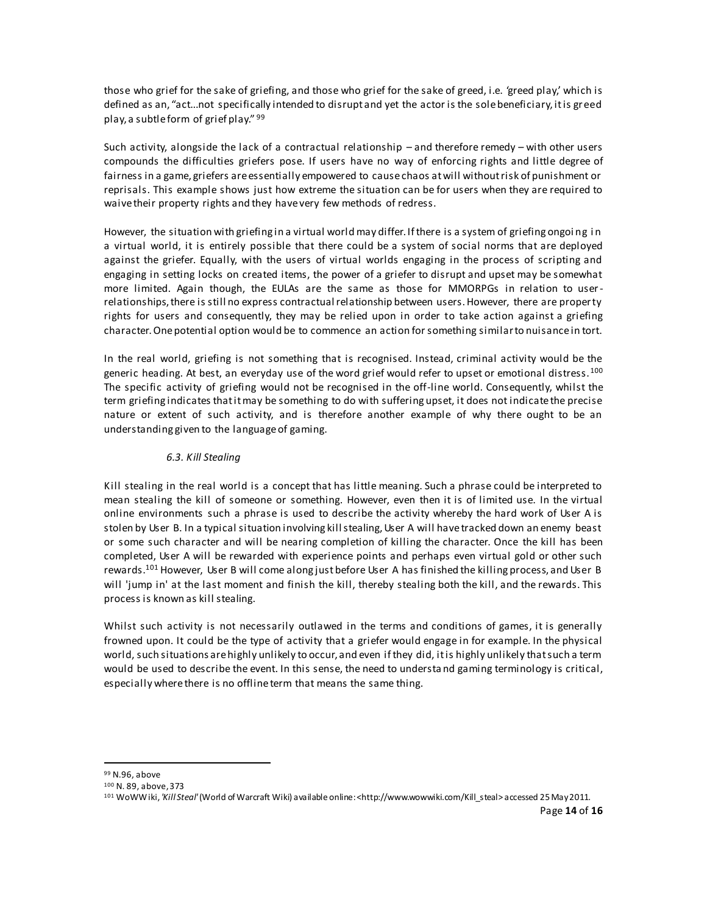those who grief for the sake of griefing, and those who grief for the sake of greed, i.e. 'greed play,' which is defined as an, "act...not specifically intended to disrupt and yet the actor is the sole beneficiary, it is greed play, a subtle form of grief play." [99]

Such activity, alongside the lack of a contractual relationship – and therefore remedy – with other users compounds the difficulties griefers pose. If users have no way of enforcing rights and little degree of fairness in a game, griefers are essentially empowered to cause chaos at will without risk of punishment or reprisals. This example shows just how extreme the situation can be for users when they are required to waive their property rights and they have very few methods of redress.

However, the situation with griefing in a virtual world may differ. If there is a system of griefing ongoing in a virtual world, it is entirely possible that there could be a system of social norms that are deployed against the griefer. Equally, with the users of virtual worlds engaging in the process of scripting and engaging in setting locks on created items, the power of a griefer to disrupt and upset may be somewhat more limited. Again though, the EULAs are the same as those for MMORPGs in relation to user-relationships, there is still no express contractual relationship between users. However, there are property rights for users and consequently, they may be relied upon in order to take action against a griefing character. One potential option would be to commence an action for something similar to nuisance in tort.

In the real world, griefing is not something that is recognised. Instead, criminal activity would be the generic heading. At best, an everyday use of the word grief would refer to upset or emotional distress.[100] The specific activity of griefing would not be recognised in the off-line world. Consequently, whilst the term griefing indicates that it may be something to do with suffering upset, it does not indicate the precise nature or extent of such activity, and is therefore another example of why there ought to be an understanding given to the language of gaming.

### *6.3. Kill Stealing*

Kill stealing in the real world is a concept that has little meaning. Such a phrase could be interpreted to mean stealing the kill of someone or something. However, even then it is of limited use. In the virtual online environments such a phrase is used to describe the activity whereby the hard work of User A is stolen by User B. In a typical situation involving kill stealing, User A will have tracked down an enemy beast or some such character and will be nearing completion of killing the character. Once the kill has been completed, User A will be rewarded with experience points and perhaps even virtual gold or other such rewards.[101] However, User B will come along just before User A has finished the killing process, and User B will 'jump in' at the last moment and finish the kill, thereby stealing both the kill, and the rewards. This process is known as kill stealing.

Whilst such activity is not necessarily outlawed in the terms and conditions of games, it is generally frowned upon. It could be the type of activity that a griefer would engage in for example. In the physical world, such situations are highly unlikely to occur, and even if they did, it is highly unlikely that such a term would be used to describe the event. In this sense, the need to understand gaming terminology is critical, especially where there is no offline term that means the same thing.

---

[99] N.96, above

[100] N. 89, above, 373

[101] WoWWiki, *'Kill Steal'* (World of Warcraft Wiki) available online: <http://www.wowwiki.com/Kill_steal> accessed 25 May 2011.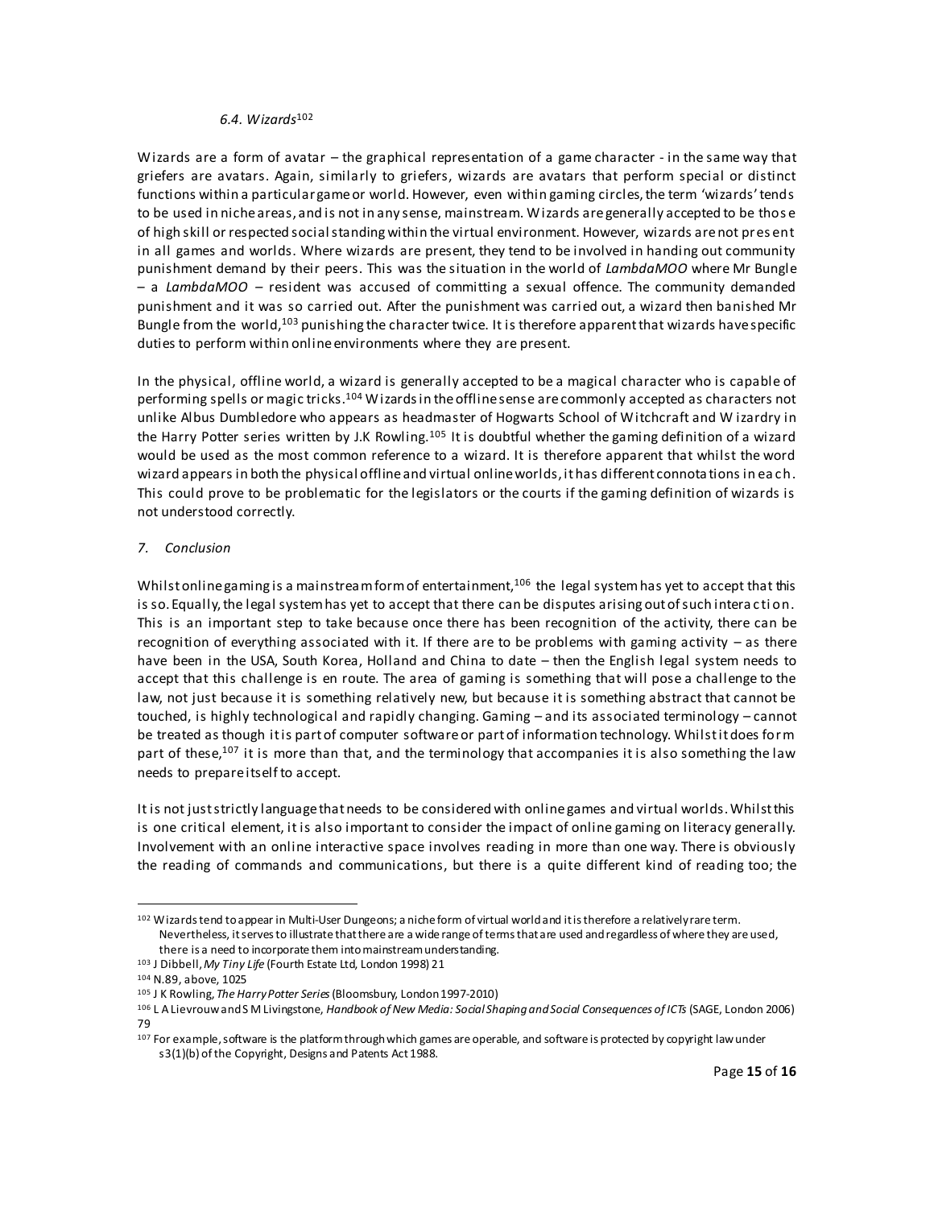### *6.4. Wizards*[102]

Wizards are a form of avatar – the graphical representation of a game character - in the same way that griefers are avatars. Again, similarly to griefers, wizards are avatars that perform special or distinct functions within a particular game or world. However, even within gaming circles, the term 'wizards' tends to be used in niche areas, and is not in any sense, mainstream. Wizards are generally accepted to be those of high skill or respected social standing within the virtual environment. However, wizards are not present in all games and worlds. Where wizards are present, they tend to be involved in handing out community punishment demand by their peers. This was the situation in the world of *LambdaMOO* where Mr Bungle – a *LambdaMOO* – resident was accused of committing a sexual offence. The community demanded punishment and it was so carried out. After the punishment was carried out, a wizard then banished Mr Bungle from the world,[103] punishing the character twice. It is therefore apparent that wizards have specific duties to perform within online environments where they are present.

In the physical, offline world, a wizard is generally accepted to be a magical character who is capable of performing spells or magic tricks.[104] Wizards in the offline sense are commonly accepted as characters not unlike Albus Dumbledore who appears as headmaster of Hogwarts School of Witchcraft and Wizardry in the Harry Potter series written by J.K Rowling.[105] It is doubtful whether the gaming definition of a wizard would be used as the most common reference to a wizard. It is therefore apparent that whilst the word wizard appears in both the physical offline and virtual online worlds, it has different connotations in each. This could prove to be problematic for the legislators or the courts if the gaming definition of wizards is not understood correctly.

## *7. Conclusion*

Whilst online gaming is a mainstream form of entertainment,[106] the legal system has yet to accept that this is so. Equally, the legal system has yet to accept that there can be disputes arising out of such interaction. This is an important step to take because once there has been recognition of the activity, there can be recognition of everything associated with it. If there are to be problems with gaming activity – as there have been in the USA, South Korea, Holland and China to date – then the English legal system needs to accept that this challenge is en route. The area of gaming is something that will pose a challenge to the law, not just because it is something relatively new, but because it is something abstract that cannot be touched, is highly technological and rapidly changing. Gaming – and its associated terminology – cannot be treated as though it is part of computer software or part of information technology. Whilst it does form part of these,[107] it is more than that, and the terminology that accompanies it is also something the law needs to prepare itself to accept.

It is not just strictly language that needs to be considered with online games and virtual worlds. Whilst this is one critical element, it is also important to consider the impact of online gaming on literacy generally. Involvement with an online interactive space involves reading in more than one way. There is obviously the reading of commands and communications, but there is a quite different kind of reading too; the

---

[102] Wizards tend to appear in Multi-User Dungeons; a niche form of virtual world and it is therefore a relatively rare term. Nevertheless, it serves to illustrate that there are a wide range of terms that are used and regardless of where they are used, there is a need to incorporate them into mainstream understanding.

[103] J Dibbell, *My Tiny Life* (Fourth Estate Ltd, London 1998) 21

[104] N.89, above, 1025

[105] J K Rowling, *The Harry Potter Series* (Bloomsbury, London 1997-2010)

[106] L A Lievrouw and S M Livingstone, *Handbook of New Media: Social Shaping and Social Consequences of ICTs* (SAGE, London 2006) 79

[107] For example, software is the platform through which games are operable, and software is protected by copyright law under s3(1)(b) of the Copyright, Designs and Patents Act 1988.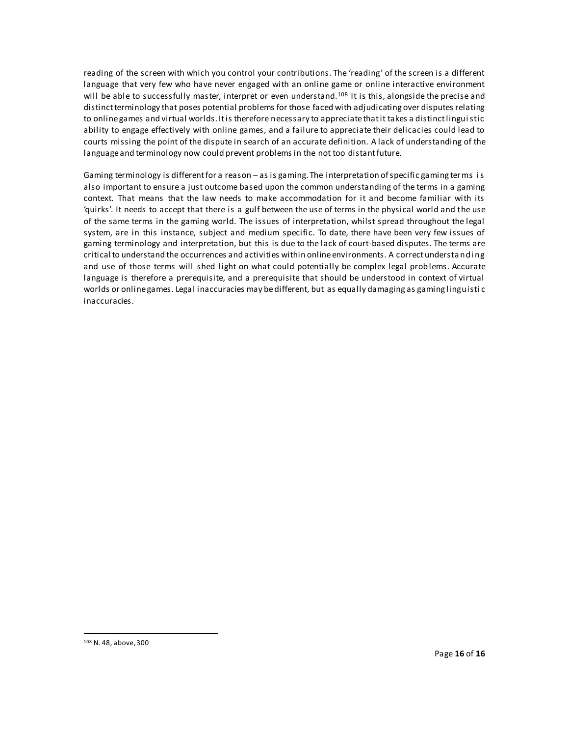reading of the screen with which you control your contributions. The 'reading' of the screen is a different language that very few who have never engaged with an online game or online interactive environment will be able to successfully master, interpret or even understand.[108] It is this, alongside the precise and distinct terminology that poses potential problems for those faced with adjudicating over disputes relating to online games and virtual worlds. It is therefore necessary to appreciate that it takes a distinct linguistic ability to engage effectively with online games, and a failure to appreciate their delicacies could lead to courts missing the point of the dispute in search of an accurate definition. A lack of understanding of the language and terminology now could prevent problems in the not too distant future.

Gaming terminology is different for a reason – as is gaming. The interpretation of specific gaming terms is also important to ensure a just outcome based upon the common understanding of the terms in a gaming context. That means that the law needs to make accommodation for it and become familiar with its 'quirks'. It needs to accept that there is a gulf between the use of terms in the physical world and the use of the same terms in the gaming world. The issues of interpretation, whilst spread throughout the legal system, are in this instance, subject and medium specific. To date, there have been very few issues of gaming terminology and interpretation, but this is due to the lack of court-based disputes. The terms are critical to understand the occurrences and activities within online environments. A correct understanding and use of those terms will shed light on what could potentially be complex legal problems. Accurate language is therefore a prerequisite, and a prerequisite that should be understood in context of virtual worlds or online games. Legal inaccuracies may be different, but as equally damaging as gaming linguistic inaccuracies.

---

[108] N. 48, above, 300